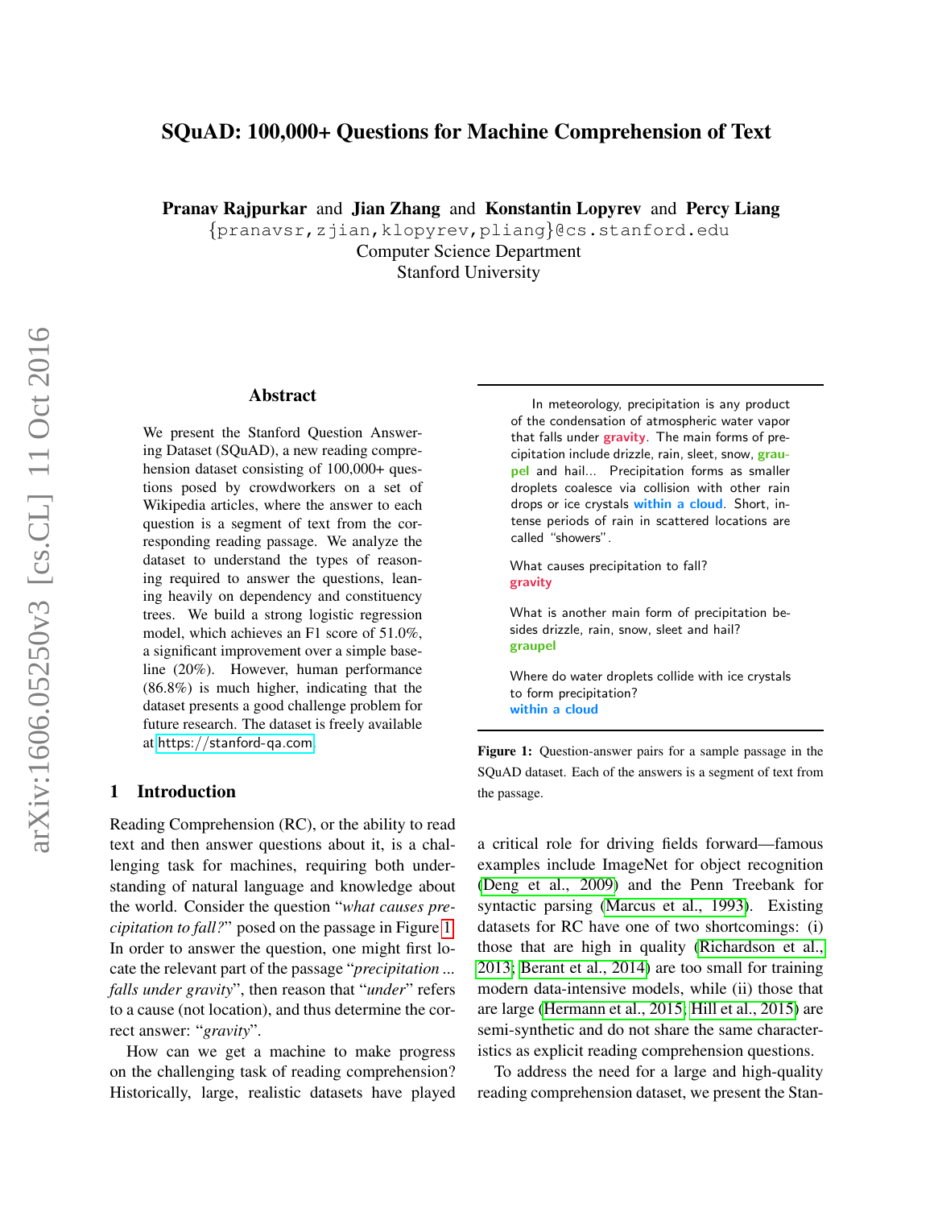# SQuAD: 100,000+ Questions for Machine Comprehension of Text

**Pranav Rajpurkar** and **Jian Zhang** and **Konstantin Lopyrev** and **Percy Liang**
{pranavsr,zjian,klopyrev,pliang}@cs.stanford.edu
Computer Science Department
Stanford University

## Abstract

We present the Stanford Question Answering Dataset (SQuAD), a new reading comprehension dataset consisting of 100,000+ questions posed by crowdworkers on a set of Wikipedia articles, where the answer to each question is a segment of text from the corresponding reading passage. We analyze the dataset to understand the types of reasoning required to answer the questions, leaning heavily on dependency and constituency trees. We build a strong logistic regression model, which achieves an F1 score of 51.0%, a significant improvement over a simple baseline (20%). However, human performance (86.8%) is much higher, indicating that the dataset presents a good challenge problem for future research. The dataset is freely available at https://stanford-qa.com.

---

In meteorology, precipitation is any product of the condensation of atmospheric water vapor that falls under **gravity**. The main forms of precipitation include drizzle, rain, sleet, snow, **graupel** and hail... Precipitation forms as smaller droplets coalesce via collision with other rain drops or ice crystals **within a cloud**. Short, intense periods of rain in scattered locations are called "showers".

What causes precipitation to fall?
**gravity**

What is another main form of precipitation besides drizzle, rain, snow, sleet and hail?
**graupel**

Where do water droplets collide with ice crystals to form precipitation?
**within a cloud**

---

**Figure 1:** Question-answer pairs for a sample passage in the SQuAD dataset. Each of the answers is a segment of text from the passage.

## 1 Introduction

Reading Comprehension (RC), or the ability to read text and then answer questions about it, is a challenging task for machines, requiring both understanding of natural language and knowledge about the world. Consider the question "*what causes precipitation to fall?*" posed on the passage in Figure 1. In order to answer the question, one might first locate the relevant part of the passage "*precipitation ... falls under gravity*", then reason that "*under*" refers to a cause (not location), and thus determine the correct answer: "*gravity*".

How can we get a machine to make progress on the challenging task of reading comprehension? Historically, large, realistic datasets have played a critical role for driving fields forward—famous examples include ImageNet for object recognition (Deng et al., 2009) and the Penn Treebank for syntactic parsing (Marcus et al., 1993). Existing datasets for RC have one of two shortcomings: (i) those that are high in quality (Richardson et al., 2013; Berant et al., 2014) are too small for training modern data-intensive models, while (ii) those that are large (Hermann et al., 2015; Hill et al., 2015) are semi-synthetic and do not share the same characteristics as explicit reading comprehension questions.

To address the need for a large and high-quality reading comprehension dataset, we present the Stan-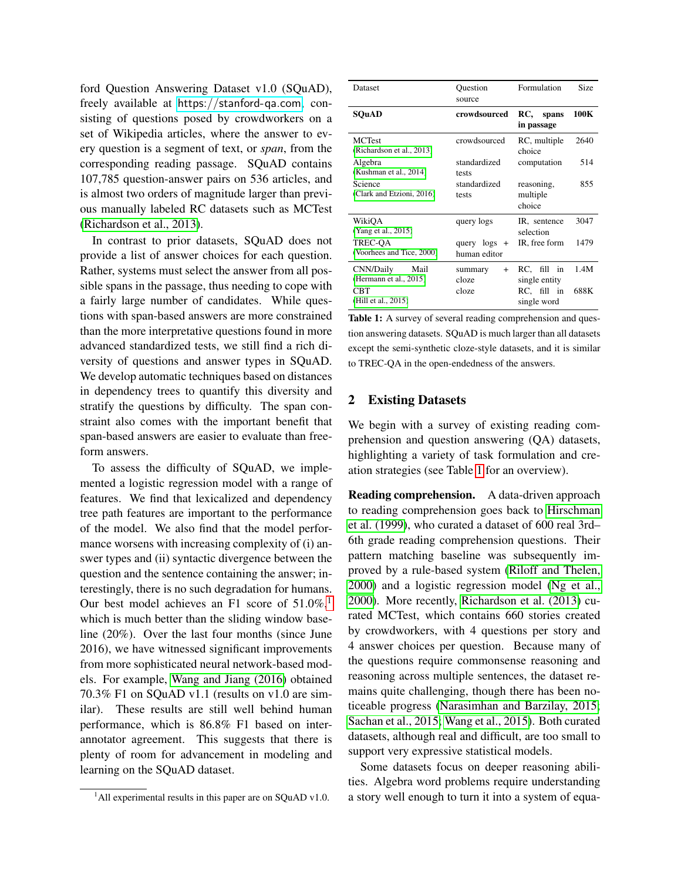ford Question Answering Dataset v1.0 (SQuAD), freely available at https://stanford-qa.com, consisting of questions posed by crowdworkers on a set of Wikipedia articles, where the answer to every question is a segment of text, or *span*, from the corresponding reading passage. SQuAD contains 107,785 question-answer pairs on 536 articles, and is almost two orders of magnitude larger than previous manually labeled RC datasets such as MCTest (Richardson et al., 2013).

In contrast to prior datasets, SQuAD does not provide a list of answer choices for each question. Rather, systems must select the answer from all possible spans in the passage, thus needing to cope with a fairly large number of candidates. While questions with span-based answers are more constrained than the more interpretative questions found in more advanced standardized tests, we still find a rich diversity of questions and answer types in SQuAD. We develop automatic techniques based on distances in dependency trees to quantify this diversity and stratify the questions by difficulty. The span constraint also comes with the important benefit that span-based answers are easier to evaluate than free-form answers.

To assess the difficulty of SQuAD, we implemented a logistic regression model with a range of features. We find that lexicalized and dependency tree path features are important to the performance of the model. We also find that the model performance worsens with increasing complexity of (i) answer types and (ii) syntactic divergence between the question and the sentence containing the answer; interestingly, there is no such degradation for humans. Our best model achieves an F1 score of 51.0%,[1] which is much better than the sliding window baseline (20%). Over the last four months (since June 2016), we have witnessed significant improvements from more sophisticated neural network-based models. For example, Wang and Jiang (2016) obtained 70.3% F1 on SQuAD v1.1 (results on v1.0 are similar). These results are still well behind human performance, which is 86.8% F1 based on inter-annotator agreement. This suggests that there is plenty of room for advancement in modeling and learning on the SQuAD dataset.

[1] All experimental results in this paper are on SQuAD v1.0.

| Dataset | Question source | Formulation | Size |
|---|---|---|---|
| **SQuAD** | **crowdsourced** | **RC, spans in passage** | **100K** |
| MCTest (Richardson et al., 2013) | crowdsourced | RC, multiple choice | 2640 |
| Algebra (Kushman et al., 2014) | standardized tests | computation | 514 |
| Science (Clark and Etzioni, 2016) | standardized tests | reasoning, multiple choice | 855 |
| WikiQA (Yang et al., 2015) | query logs | IR, sentence selection | 3047 |
| TREC-QA (Voorhees and Tice, 2000) | query logs + human editor | IR, free form | 1479 |
| CNN/Daily Mail (Hermann et al., 2015) | summary + cloze | RC, fill in single entity | 1.4M |
| CBT (Hill et al., 2015) | cloze | RC, fill in single word | 688K |

**Table 1:** A survey of several reading comprehension and question answering datasets. SQuAD is much larger than all datasets except the semi-synthetic cloze-style datasets, and it is similar to TREC-QA in the open-endedness of the answers.

## 2 Existing Datasets

We begin with a survey of existing reading comprehension and question answering (QA) datasets, highlighting a variety of task formulation and creation strategies (see Table 1 for an overview).

**Reading comprehension.** A data-driven approach to reading comprehension goes back to Hirschman et al. (1999), who curated a dataset of 600 real 3rd–6th grade reading comprehension questions. Their pattern matching baseline was subsequently improved by a rule-based system (Riloff and Thelen, 2000) and a logistic regression model (Ng et al., 2000). More recently, Richardson et al. (2013) curated MCTest, which contains 660 stories created by crowdworkers, with 4 questions per story and 4 answer choices per question. Because many of the questions require commonsense reasoning and reasoning across multiple sentences, the dataset remains quite challenging, though there has been noticeable progress (Narasimhan and Barzilay, 2015; Sachan et al., 2015; Wang et al., 2015). Both curated datasets, although real and difficult, are too small to support very expressive statistical models.

Some datasets focus on deeper reasoning abilities. Algebra word problems require understanding a story well enough to turn it into a system of equa-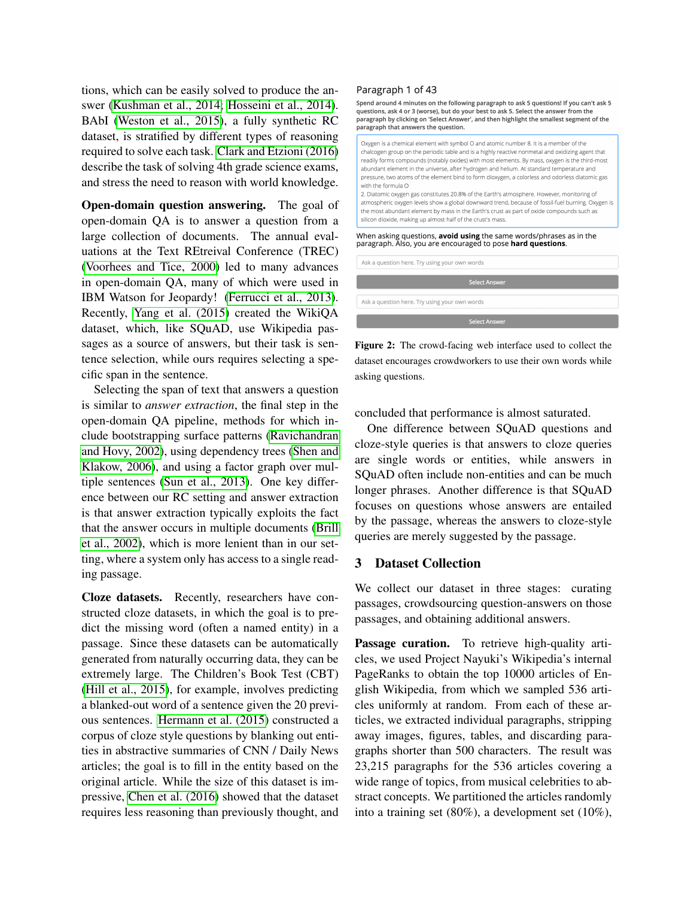tions, which can be easily solved to produce the answer (Kushman et al., 2014; Hosseini et al., 2014). BAbI (Weston et al., 2015), a fully synthetic RC dataset, is stratified by different types of reasoning required to solve each task. Clark and Etzioni (2016) describe the task of solving 4th grade science exams, and stress the need to reason with world knowledge.

**Open-domain question answering.** The goal of open-domain QA is to answer a question from a large collection of documents. The annual evaluations at the Text REtreival Conference (TREC) (Voorhees and Tice, 2000) led to many advances in open-domain QA, many of which were used in IBM Watson for Jeopardy! (Ferrucci et al., 2013). Recently, Yang et al. (2015) created the WikiQA dataset, which, like SQuAD, use Wikipedia passages as a source of answers, but their task is sentence selection, while ours requires selecting a specific span in the sentence.

Selecting the span of text that answers a question is similar to *answer extraction*, the final step in the open-domain QA pipeline, methods for which include bootstrapping surface patterns (Ravichandran and Hovy, 2002), using dependency trees (Shen and Klakow, 2006), and using a factor graph over multiple sentences (Sun et al., 2013). One key difference between our RC setting and answer extraction is that answer extraction typically exploits the fact that the answer occurs in multiple documents (Brill et al., 2002), which is more lenient than in our setting, where a system only has access to a single reading passage.

**Cloze datasets.** Recently, researchers have constructed cloze datasets, in which the goal is to predict the missing word (often a named entity) in a passage. Since these datasets can be automatically generated from naturally occurring data, they can be extremely large. The Children's Book Test (CBT) (Hill et al., 2015), for example, involves predicting a blanked-out word of a sentence given the 20 previous sentences. Hermann et al. (2015) constructed a corpus of cloze style questions by blanking out entities in abstractive summaries of CNN / Daily News articles; the goal is to fill in the entity based on the original article. While the size of this dataset is impressive, Chen et al. (2016) showed that the dataset requires less reasoning than previously thought, and concluded that performance is almost saturated.

Paragraph 1 of 43

**Spend around 4 minutes on the following paragraph to ask 5 questions! If you can't ask 5 questions, ask 4 or 3 (worse), but do your best to ask 5. Select the answer from the paragraph by clicking on 'Select Answer', and then highlight the smallest segment of the paragraph that answers the question.**

Oxygen is a chemical element with symbol O and atomic number 8. It is a member of the chalcogen group on the periodic table and is a highly reactive nonmetal and oxidizing agent that readily forms compounds (notably oxides) with most elements. By mass, oxygen is the third-most abundant element in the universe, after hydrogen and helium. At standard temperature and pressure, two atoms of the element bind to form dioxygen, a colorless and odorless diatomic gas with the formula O
2. Diatomic oxygen gas constitutes 20.8% of the Earth's atmosphere. However, monitoring of atmospheric oxygen levels show a global downward trend, because of fossil-fuel burning. Oxygen is the most abundant element by mass in the Earth's crust as part of oxide compounds such as silicon dioxide, making up almost half of the crust's mass.

When asking questions, **avoid using** the same words/phrases as in the paragraph. Also, you are encouraged to pose **hard questions**.

Ask a question here. Try using your own words

Select Answer

Ask a question here. Try using your own words

Select Answer

**Figure 2:** The crowd-facing web interface used to collect the dataset encourages crowdworkers to use their own words while asking questions.

One difference between SQuAD questions and cloze-style queries is that answers to cloze queries are single words or entities, while answers in SQuAD often include non-entities and can be much longer phrases. Another difference is that SQuAD focuses on questions whose answers are entailed by the passage, whereas the answers to cloze-style queries are merely suggested by the passage.

## 3 Dataset Collection

We collect our dataset in three stages: curating passages, crowdsourcing question-answers on those passages, and obtaining additional answers.

**Passage curation.** To retrieve high-quality articles, we used Project Nayuki's Wikipedia's internal PageRanks to obtain the top 10000 articles of English Wikipedia, from which we sampled 536 articles uniformly at random. From each of these articles, we extracted individual paragraphs, stripping away images, figures, tables, and discarding paragraphs shorter than 500 characters. The result was 23,215 paragraphs for the 536 articles covering a wide range of topics, from musical celebrities to abstract concepts. We partitioned the articles randomly into a training set (80%), a development set (10%),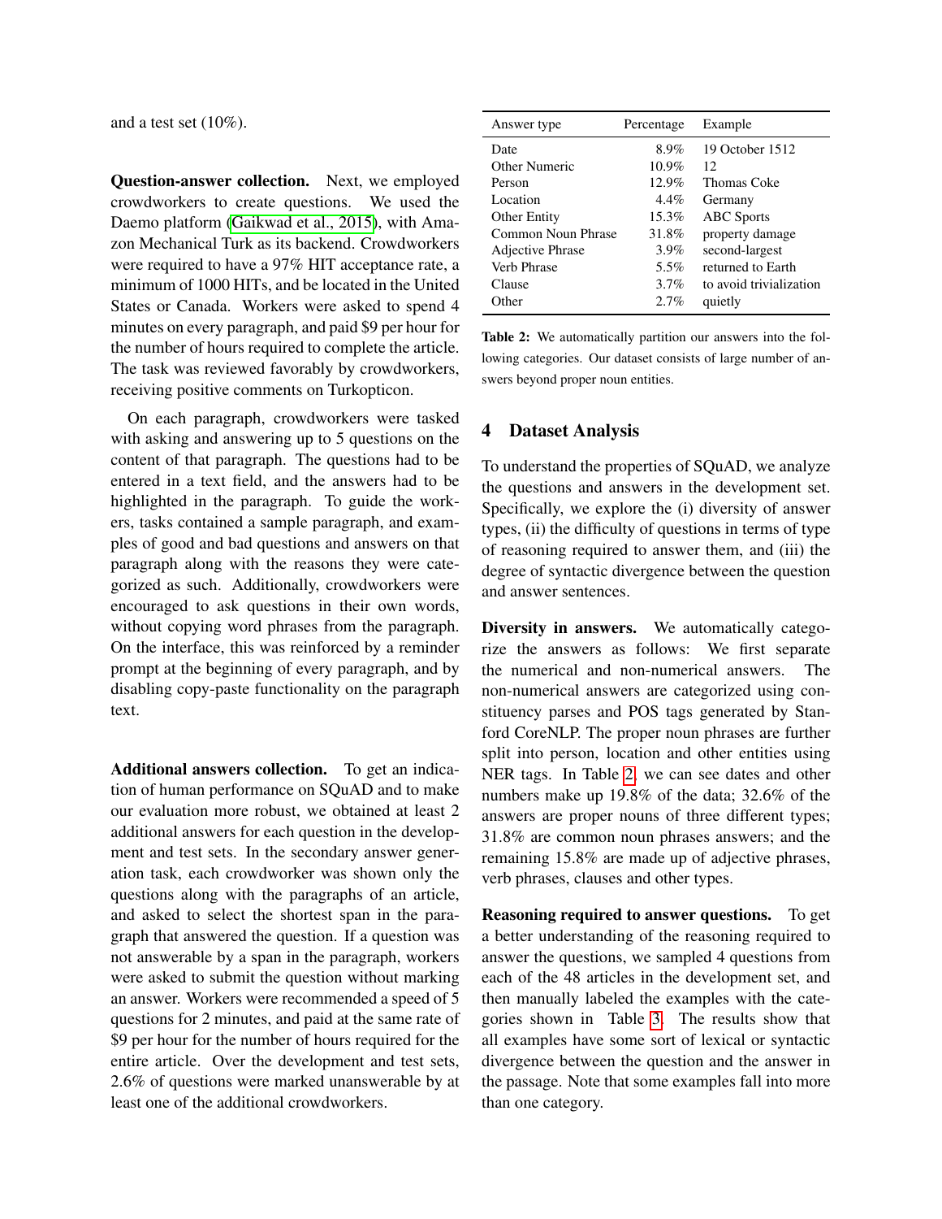and a test set (10%).

**Question-answer collection.** Next, we employed crowdworkers to create questions. We used the Daemo platform (Gaikwad et al., 2015), with Amazon Mechanical Turk as its backend. Crowdworkers were required to have a 97% HIT acceptance rate, a minimum of 1000 HITs, and be located in the United States or Canada. Workers were asked to spend 4 minutes on every paragraph, and paid $9 per hour for the number of hours required to complete the article. The task was reviewed favorably by crowdworkers, receiving positive comments on Turkopticon.

On each paragraph, crowdworkers were tasked with asking and answering up to 5 questions on the content of that paragraph. The questions had to be entered in a text field, and the answers had to be highlighted in the paragraph. To guide the workers, tasks contained a sample paragraph, and examples of good and bad questions and answers on that paragraph along with the reasons they were categorized as such. Additionally, crowdworkers were encouraged to ask questions in their own words, without copying word phrases from the paragraph. On the interface, this was reinforced by a reminder prompt at the beginning of every paragraph, and by disabling copy-paste functionality on the paragraph text.

**Additional answers collection.** To get an indication of human performance on SQuAD and to make our evaluation more robust, we obtained at least 2 additional answers for each question in the development and test sets. In the secondary answer generation task, each crowdworker was shown only the questions along with the paragraphs of an article, and asked to select the shortest span in the paragraph that answered the question. If a question was not answerable by a span in the paragraph, workers were asked to submit the question without marking an answer. Workers were recommended a speed of 5 questions for 2 minutes, and paid at the same rate of $9 per hour for the number of hours required for the entire article. Over the development and test sets, 2.6% of questions were marked unanswerable by at least one of the additional crowdworkers.

| Answer type | Percentage | Example |
|---|---|---|
| Date | 8.9% | 19 October 1512 |
| Other Numeric | 10.9% | 12 |
| Person | 12.9% | Thomas Coke |
| Location | 4.4% | Germany |
| Other Entity | 15.3% | ABC Sports |
| Common Noun Phrase | 31.8% | property damage |
| Adjective Phrase | 3.9% | second-largest |
| Verb Phrase | 5.5% | returned to Earth |
| Clause | 3.7% | to avoid trivialization |
| Other | 2.7% | quietly |

**Table 2:** We automatically partition our answers into the following categories. Our dataset consists of large number of answers beyond proper noun entities.

## 4 Dataset Analysis

To understand the properties of SQuAD, we analyze the questions and answers in the development set. Specifically, we explore the (i) diversity of answer types, (ii) the difficulty of questions in terms of type of reasoning required to answer them, and (iii) the degree of syntactic divergence between the question and answer sentences.

**Diversity in answers.** We automatically categorize the answers as follows: We first separate the numerical and non-numerical answers. The non-numerical answers are categorized using constituency parses and POS tags generated by Stanford CoreNLP. The proper noun phrases are further split into person, location and other entities using NER tags. In Table 2, we can see dates and other numbers make up 19.8% of the data; 32.6% of the answers are proper nouns of three different types; 31.8% are common noun phrases answers; and the remaining 15.8% are made up of adjective phrases, verb phrases, clauses and other types.

**Reasoning required to answer questions.** To get a better understanding of the reasoning required to answer the questions, we sampled 4 questions from each of the 48 articles in the development set, and then manually labeled the examples with the categories shown in Table 3. The results show that all examples have some sort of lexical or syntactic divergence between the question and the answer in the passage. Note that some examples fall into more than one category.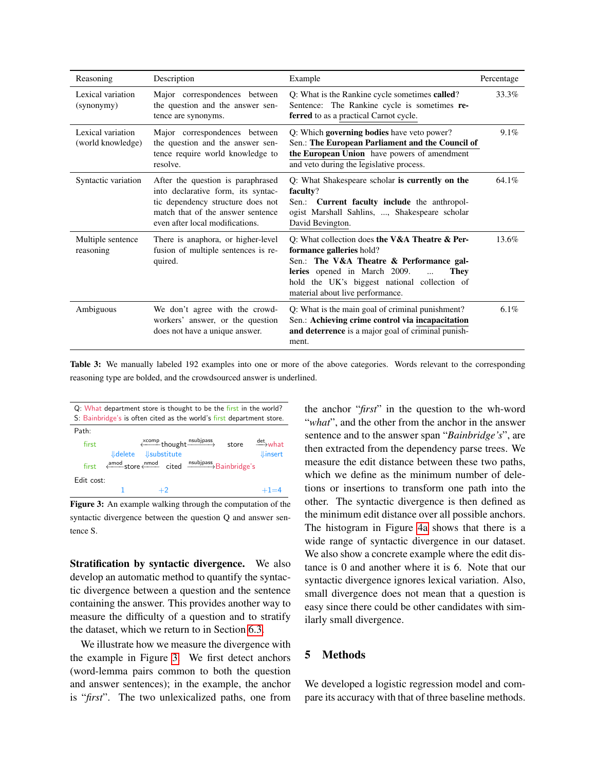| Reasoning | Description | Example | Percentage |
|---|---|---|---|
| Lexical variation (synonymy) | Major correspondences between the question and the answer sentence are synonyms. | Q: What is the Rankine cycle sometimes **called**?<br>Sentence: The Rankine cycle is sometimes **referred** to as a practical Carnot cycle. | 33.3% |
| Lexical variation (world knowledge) | Major correspondences between the question and the answer sentence require world knowledge to resolve. | Q: Which **governing bodies** have veto power?<br>Sen.: **The European Parliament and the Council of the European Union** have powers of amendment and veto during the legislative process. | 9.1% |
| Syntactic variation | After the question is paraphrased into declarative form, its syntactic dependency structure does not match that of the answer sentence even after local modifications. | Q: What Shakespeare scholar **is currently on the faculty**?<br>Sen.: **Current faculty include** the anthropologist Marshall Sahlins, ..., Shakespeare scholar David Bevington. | 64.1% |
| Multiple sentence reasoning | There is anaphora, or higher-level fusion of multiple sentences is required. | Q: What collection does **the V&A Theatre & Performance galleries** hold?<br>Sen.: **The V&A Theatre & Performance galleries** opened in March 2009. ... **They** hold the UK's biggest national collection of material about live performance. | 13.6% |
| Ambiguous | We don't agree with the crowd-workers' answer, or the question does not have a unique answer. | Q: What is the main goal of criminal punishment?<br>Sen.: **Achieving crime control via** incapacitation **and deterrence** is a major goal of criminal punishment. | 6.1% |

**Table 3:** We manually labeled 192 examples into one or more of the above categories. Words relevant to the corresponding reasoning type are bolded, and the crowdsourced answer is underlined.

Q: What department store is thought to be the first in the world?
S: Bainbridge's is often cited as the world's first department store.

Path:
first $\xleftarrow{\text{xcomp}}$ thought $\xrightarrow{\text{nsubjpass}}$ store $\xrightarrow{\text{det}}$ what
⇓delete ⇓substitute ⇓insert
first $\xleftarrow{\text{amod}}$ store $\xleftarrow{\text{nmod}}$ cited $\xrightarrow{\text{nsubjpass}}$ Bainbridge's

Edit cost:
1 +2 +1=4

**Figure 3:** An example walking through the computation of the syntactic divergence between the question Q and answer sentence S.

**Stratification by syntactic divergence.** We also develop an automatic method to quantify the syntactic divergence between a question and the sentence containing the answer. This provides another way to measure the difficulty of a question and to stratify the dataset, which we return to in Section 6.3.

We illustrate how we measure the divergence with the example in Figure 3. We first detect anchors (word-lemma pairs common to both the question and answer sentences); in the example, the anchor is "*first*". The two unlexicalized paths, one from the anchor "*first*" in the question to the wh-word "*what*", and the other from the anchor in the answer sentence and to the answer span "*Bainbridge's*", are then extracted from the dependency parse trees. We measure the edit distance between these two paths, which we define as the minimum number of deletions or insertions to transform one path into the other. The syntactic divergence is then defined as the minimum edit distance over all possible anchors. The histogram in Figure 4a shows that there is a wide range of syntactic divergence in our dataset. We also show a concrete example where the edit distance is 0 and another where it is 6. Note that our syntactic divergence ignores lexical variation. Also, small divergence does not mean that a question is easy since there could be other candidates with similarly small divergence.

## 5 Methods

We developed a logistic regression model and compare its accuracy with that of three baseline methods.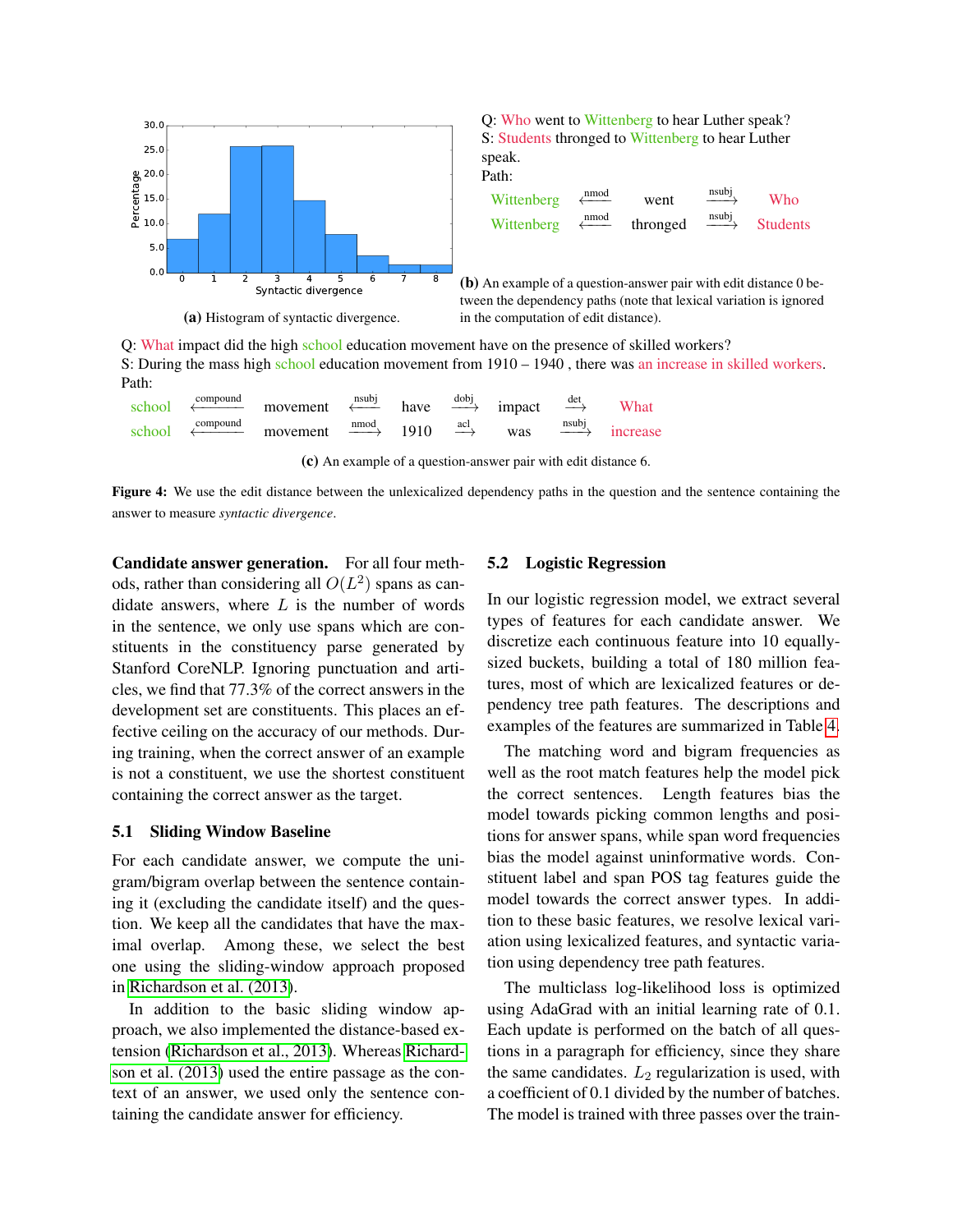Q: Who went to Wittenberg to hear Luther speak?
S: Students thronged to Wittenberg to hear Luther speak.
Path:

Wittenberg $\xleftarrow{\text{nmod}}$ went $\xrightarrow{\text{nsubj}}$ Who
Wittenberg $\xleftarrow{\text{nmod}}$ thronged $\xrightarrow{\text{nsubj}}$ Students

(a) Histogram of syntactic divergence.

(b) An example of a question-answer pair with edit distance 0 between the dependency paths (note that lexical variation is ignored in the computation of edit distance).

Q: What impact did the high school education movement have on the presence of skilled workers?
S: During the mass high school education movement from 1910 – 1940 , there was an increase in skilled workers.
Path:

school $\xleftarrow{\text{compound}}$ movement $\xleftarrow{\text{nsubj}}$ have $\xrightarrow{\text{dobj}}$ impact $\xrightarrow{\text{det}}$ What
school $\xleftarrow{\text{compound}}$ movement $\xrightarrow{\text{nmod}}$ 1910 $\xrightarrow{\text{acl}}$ was $\xrightarrow{\text{nsubj}}$ increase

(c) An example of a question-answer pair with edit distance 6.

**Figure 4:** We use the edit distance between the unlexicalized dependency paths in the question and the sentence containing the answer to measure *syntactic divergence*.

**Candidate answer generation.** For all four methods, rather than considering all $O(L^2)$ spans as candidate answers, where $L$ is the number of words in the sentence, we only use spans which are constituents in the constituency parse generated by Stanford CoreNLP. Ignoring punctuation and articles, we find that 77.3% of the correct answers in the development set are constituents. This places an effective ceiling on the accuracy of our methods. During training, when the correct answer of an example is not a constituent, we use the shortest constituent containing the correct answer as the target.

### 5.1 Sliding Window Baseline

For each candidate answer, we compute the unigram/bigram overlap between the sentence containing it (excluding the candidate itself) and the question. We keep all the candidates that have the maximal overlap. Among these, we select the best one using the sliding-window approach proposed in Richardson et al. (2013).

In addition to the basic sliding window approach, we also implemented the distance-based extension (Richardson et al., 2013). Whereas Richardson et al. (2013) used the entire passage as the context of an answer, we used only the sentence containing the candidate answer for efficiency.

### 5.2 Logistic Regression

In our logistic regression model, we extract several types of features for each candidate answer. We discretize each continuous feature into 10 equally-sized buckets, building a total of 180 million features, most of which are lexicalized features or dependency tree path features. The descriptions and examples of the features are summarized in Table 4.

The matching word and bigram frequencies as well as the root match features help the model pick the correct sentences. Length features bias the model towards picking common lengths and positions for answer spans, while span word frequencies bias the model against uninformative words. Constituent label and span POS tag features guide the model towards the correct answer types. In addition to these basic features, we resolve lexical variation using lexicalized features, and syntactic variation using dependency tree path features.

The multiclass log-likelihood loss is optimized using AdaGrad with an initial learning rate of 0.1. Each update is performed on the batch of all questions in a paragraph for efficiency, since they share the same candidates. $L_2$ regularization is used, with a coefficient of 0.1 divided by the number of batches. The model is trained with three passes over the train-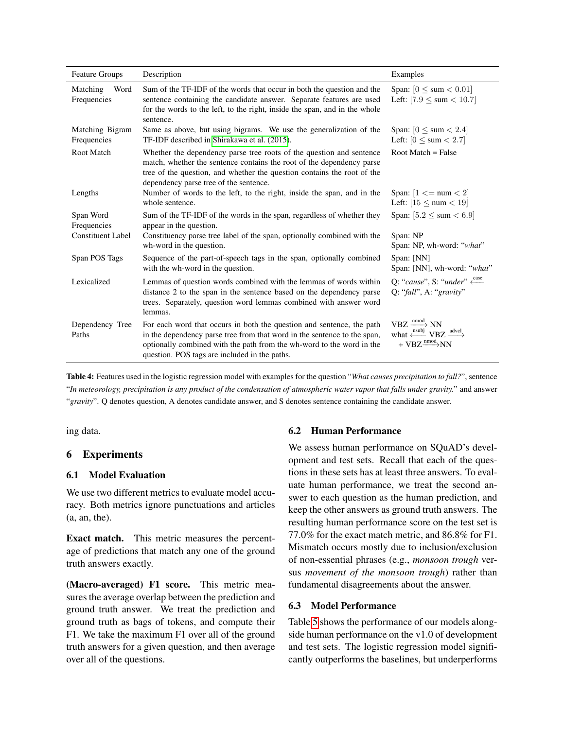| Feature Groups | Description | Examples |
|---|---|---|
| Matching Word Frequencies | Sum of the TF-IDF of the words that occur in both the question and the sentence containing the candidate answer. Separate features are used for the words to the left, to the right, inside the span, and in the whole sentence. | Span: $[0 \leq \text{sum} < 0.01]$<br>Left: $[7.9 \leq \text{sum} < 10.7]$ |
| Matching Bigram Frequencies | Same as above, but using bigrams. We use the generalization of the TF-IDF described in Shirakawa et al. (2015). | Span: $[0 \leq \text{sum} < 2.4]$<br>Left: $[0 \leq \text{sum} < 2.7]$ |
| Root Match | Whether the dependency parse tree roots of the question and sentence match, whether the sentence contains the root of the dependency parse tree of the question, and whether the question contains the root of the dependency parse tree of the sentence. | Root Match = False |
| Lengths | Number of words to the left, to the right, inside the span, and in the whole sentence. | Span: $[1 <= \text{num} < 2]$<br>Left: $[15 \leq \text{num} < 19]$ |
| Span Word Frequencies | Sum of the TF-IDF of the words in the span, regardless of whether they appear in the question. | Span: $[5.2 \leq \text{sum} < 6.9]$ |
| Constituent Label | Constituency parse tree label of the span, optionally combined with the wh-word in the question. | Span: NP<br>Span: NP, wh-word: "*what*" |
| Span POS Tags | Sequence of the part-of-speech tags in the span, optionally combined with the wh-word in the question. | Span: [NN]<br>Span: [NN], wh-word: "*what*" |
| Lexicalized | Lemmas of question words combined with the lemmas of words within distance 2 to the span in the sentence based on the dependency parse trees. Separately, question word lemmas combined with answer word lemmas. | Q: "*cause*", S: "*under*" $\xleftarrow{\text{case}}$<br>Q: "*fall*", A: "*gravity*" |
| Dependency Tree Paths | For each word that occurs in both the question and sentence, the path in the dependency parse tree from that word in the sentence to the span, optionally combined with the path from the wh-word to the word in the question. POS tags are included in the paths. | VBZ $\xrightarrow{\text{nmod}}$ NN<br>what $\xleftarrow{\text{nsubj}}$ VBZ $\xrightarrow{\text{advcl}}$<br>+ VBZ $\xrightarrow{\text{nmod}}$ NN |

**Table 4:** Features used in the logistic regression model with examples for the question "*What causes precipitation to fall?*", sentence "*In meteorology, precipitation is any product of the condensation of atmospheric water vapor that falls under gravity.*" and answer "*gravity*". Q denotes question, A denotes candidate answer, and S denotes sentence containing the candidate answer.

ing data.

## 6 Experiments

### 6.1 Model Evaluation

We use two different metrics to evaluate model accuracy. Both metrics ignore punctuations and articles (a, an, the).

**Exact match.** This metric measures the percentage of predictions that match any one of the ground truth answers exactly.

**(Macro-averaged) F1 score.** This metric measures the average overlap between the prediction and ground truth answer. We treat the prediction and ground truth as bags of tokens, and compute their F1. We take the maximum F1 over all of the ground truth answers for a given question, and then average over all of the questions.

### 6.2 Human Performance

We assess human performance on SQuAD's development and test sets. Recall that each of the questions in these sets has at least three answers. To evaluate human performance, we treat the second answer to each question as the human prediction, and keep the other answers as ground truth answers. The resulting human performance score on the test set is 77.0% for the exact match metric, and 86.8% for F1. Mismatch occurs mostly due to inclusion/exclusion of non-essential phrases (e.g., *monsoon trough* versus *movement of the monsoon trough*) rather than fundamental disagreements about the answer.

### 6.3 Model Performance

Table 5 shows the performance of our models alongside human performance on the v1.0 of development and test sets. The logistic regression model significantly outperforms the baselines, but underperforms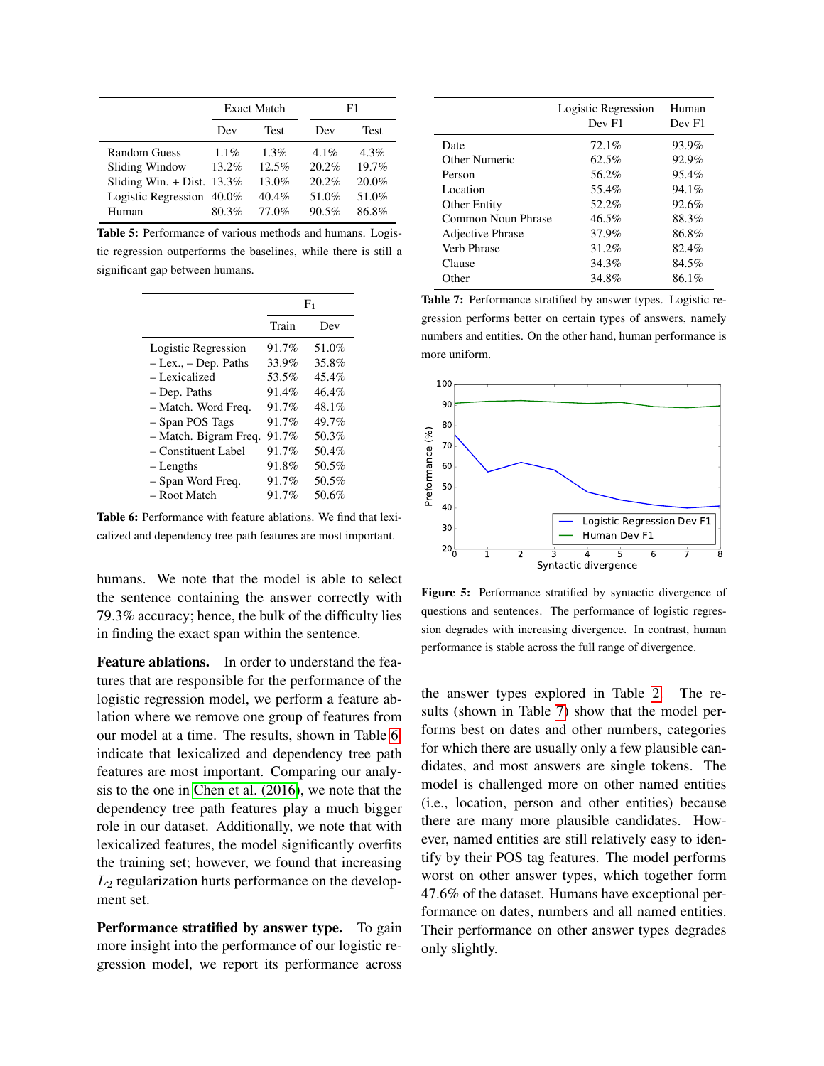|  | Exact Match |  | F1 |  |
|---|---|---|---|---|
|  | Dev | Test | Dev | Test |
| Random Guess | 1.1% | 1.3% | 4.1% | 4.3% |
| Sliding Window | 13.2% | 12.5% | 20.2% | 19.7% |
| Sliding Win. + Dist. | 13.3% | 13.0% | 20.2% | 20.0% |
| Logistic Regression | 40.0% | 40.4% | 51.0% | 51.0% |
| Human | 80.3% | 77.0% | 90.5% | 86.8% |

**Table 5:** Performance of various methods and humans. Logistic regression outperforms the baselines, while there is still a significant gap between humans.

|  | $F_1$ |  |
|---|---|---|
|  | Train | Dev |
| Logistic Regression | 91.7% | 51.0% |
| – Lex., – Dep. Paths | 33.9% | 35.8% |
| – Lexicalized | 53.5% | 45.4% |
| – Dep. Paths | 91.4% | 46.4% |
| – Match. Word Freq. | 91.7% | 48.1% |
| – Span POS Tags | 91.7% | 49.7% |
| – Match. Bigram Freq. | 91.7% | 50.3% |
| – Constituent Label | 91.7% | 50.4% |
| – Lengths | 91.8% | 50.5% |
| – Span Word Freq. | 91.7% | 50.5% |
| – Root Match | 91.7% | 50.6% |

**Table 6:** Performance with feature ablations. We find that lexicalized and dependency tree path features are most important.

humans. We note that the model is able to select the sentence containing the answer correctly with 79.3% accuracy; hence, the bulk of the difficulty lies in finding the exact span within the sentence.

**Feature ablations.** In order to understand the features that are responsible for the performance of the logistic regression model, we perform a feature ablation where we remove one group of features from our model at a time. The results, shown in Table 6, indicate that lexicalized and dependency tree path features are most important. Comparing our analysis to the one in Chen et al. (2016), we note that the dependency tree path features play a much bigger role in our dataset. Additionally, we note that with lexicalized features, the model significantly overfits the training set; however, we found that increasing $L_2$ regularization hurts performance on the development set.

**Performance stratified by answer type.** To gain more insight into the performance of our logistic regression model, we report its performance across the answer types explored in Table 2. The results (shown in Table 7) show that the model performs best on dates and other numbers, categories for which there are usually only a few plausible candidates, and most answers are single tokens. The model is challenged more on other named entities (i.e., location, person and other entities) because there are many more plausible candidates. However, named entities are still relatively easy to identify by their POS tag features. The model performs worst on other answer types, which together form 47.6% of the dataset. Humans have exceptional performance on dates, numbers and all named entities. Their performance on other answer types degrades only slightly.

|  | Logistic Regression Dev F1 | Human Dev F1 |
|---|---|---|
| Date | 72.1% | 93.9% |
| Other Numeric | 62.5% | 92.9% |
| Person | 56.2% | 95.4% |
| Location | 55.4% | 94.1% |
| Other Entity | 52.2% | 92.6% |
| Common Noun Phrase | 46.5% | 88.3% |
| Adjective Phrase | 37.9% | 86.8% |
| Verb Phrase | 31.2% | 82.4% |
| Clause | 34.3% | 84.5% |
| Other | 34.8% | 86.1% |

**Table 7:** Performance stratified by answer types. Logistic regression performs better on certain types of answers, namely numbers and entities. On the other hand, human performance is more uniform.

**Figure 5:** Performance stratified by syntactic divergence of questions and sentences. The performance of logistic regression degrades with increasing divergence. In contrast, human performance is stable across the full range of divergence.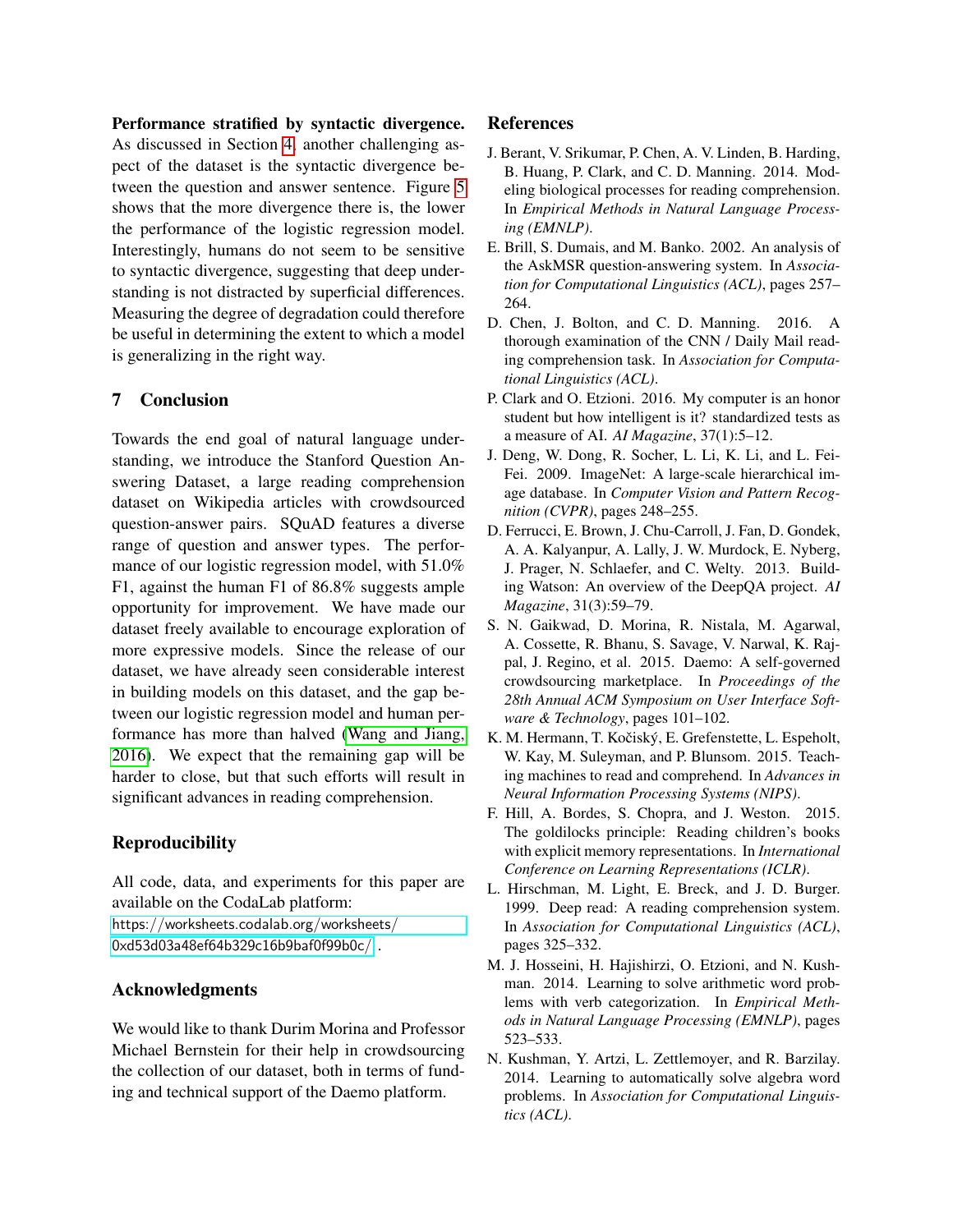**Performance stratified by syntactic divergence.** As discussed in Section 4, another challenging aspect of the dataset is the syntactic divergence between the question and answer sentence. Figure 5 shows that the more divergence there is, the lower the performance of the logistic regression model. Interestingly, humans do not seem to be sensitive to syntactic divergence, suggesting that deep understanding is not distracted by superficial differences. Measuring the degree of degradation could therefore be useful in determining the extent to which a model is generalizing in the right way.

## 7 Conclusion

Towards the end goal of natural language understanding, we introduce the Stanford Question Answering Dataset, a large reading comprehension dataset on Wikipedia articles with crowdsourced question-answer pairs. SQuAD features a diverse range of question and answer types. The performance of our logistic regression model, with 51.0% F1, against the human F1 of 86.8% suggests ample opportunity for improvement. We have made our dataset freely available to encourage exploration of more expressive models. Since the release of our dataset, we have already seen considerable interest in building models on this dataset, and the gap between our logistic regression model and human performance has more than halved (Wang and Jiang, 2016). We expect that the remaining gap will be harder to close, but that such efforts will result in significant advances in reading comprehension.

## Reproducibility

All code, data, and experiments for this paper are available on the CodaLab platform:
https://worksheets.codalab.org/worksheets/0xd53d03a48ef64b329c16b9baf0f99b0c/ .

## Acknowledgments

We would like to thank Durim Morina and Professor Michael Bernstein for their help in crowdsourcing the collection of our dataset, both in terms of funding and technical support of the Daemo platform.

## References

J. Berant, V. Srikumar, P. Chen, A. V. Linden, B. Harding, B. Huang, P. Clark, and C. D. Manning. 2014. Modeling biological processes for reading comprehension. In *Empirical Methods in Natural Language Processing (EMNLP)*.

E. Brill, S. Dumais, and M. Banko. 2002. An analysis of the AskMSR question-answering system. In *Association for Computational Linguistics (ACL)*, pages 257–264.

D. Chen, J. Bolton, and C. D. Manning. 2016. A thorough examination of the CNN / Daily Mail reading comprehension task. In *Association for Computational Linguistics (ACL)*.

P. Clark and O. Etzioni. 2016. My computer is an honor student but how intelligent is it? standardized tests as a measure of AI. *AI Magazine*, 37(1):5–12.

J. Deng, W. Dong, R. Socher, L. Li, K. Li, and L. Fei-Fei. 2009. ImageNet: A large-scale hierarchical image database. In *Computer Vision and Pattern Recognition (CVPR)*, pages 248–255.

D. Ferrucci, E. Brown, J. Chu-Carroll, J. Fan, D. Gondek, A. A. Kalyanpur, A. Lally, J. W. Murdock, E. Nyberg, J. Prager, N. Schlaefer, and C. Welty. 2013. Building Watson: An overview of the DeepQA project. *AI Magazine*, 31(3):59–79.

S. N. Gaikwad, D. Morina, R. Nistala, M. Agarwal, A. Cossette, R. Bhanu, S. Savage, V. Narwal, K. Rajpal, J. Regino, et al. 2015. Daemo: A self-governed crowdsourcing marketplace. In *Proceedings of the 28th Annual ACM Symposium on User Interface Software & Technology*, pages 101–102.

K. M. Hermann, T. Kočiský, E. Grefenstette, L. Espeholt, W. Kay, M. Suleyman, and P. Blunsom. 2015. Teaching machines to read and comprehend. In *Advances in Neural Information Processing Systems (NIPS)*.

F. Hill, A. Bordes, S. Chopra, and J. Weston. 2015. The goldilocks principle: Reading children's books with explicit memory representations. In *International Conference on Learning Representations (ICLR)*.

L. Hirschman, M. Light, E. Breck, and J. D. Burger. 1999. Deep read: A reading comprehension system. In *Association for Computational Linguistics (ACL)*, pages 325–332.

M. J. Hosseini, H. Hajishirzi, O. Etzioni, and N. Kushman. 2014. Learning to solve arithmetic word problems with verb categorization. In *Empirical Methods in Natural Language Processing (EMNLP)*, pages 523–533.

N. Kushman, Y. Artzi, L. Zettlemoyer, and R. Barzilay. 2014. Learning to automatically solve algebra word problems. In *Association for Computational Linguistics (ACL)*.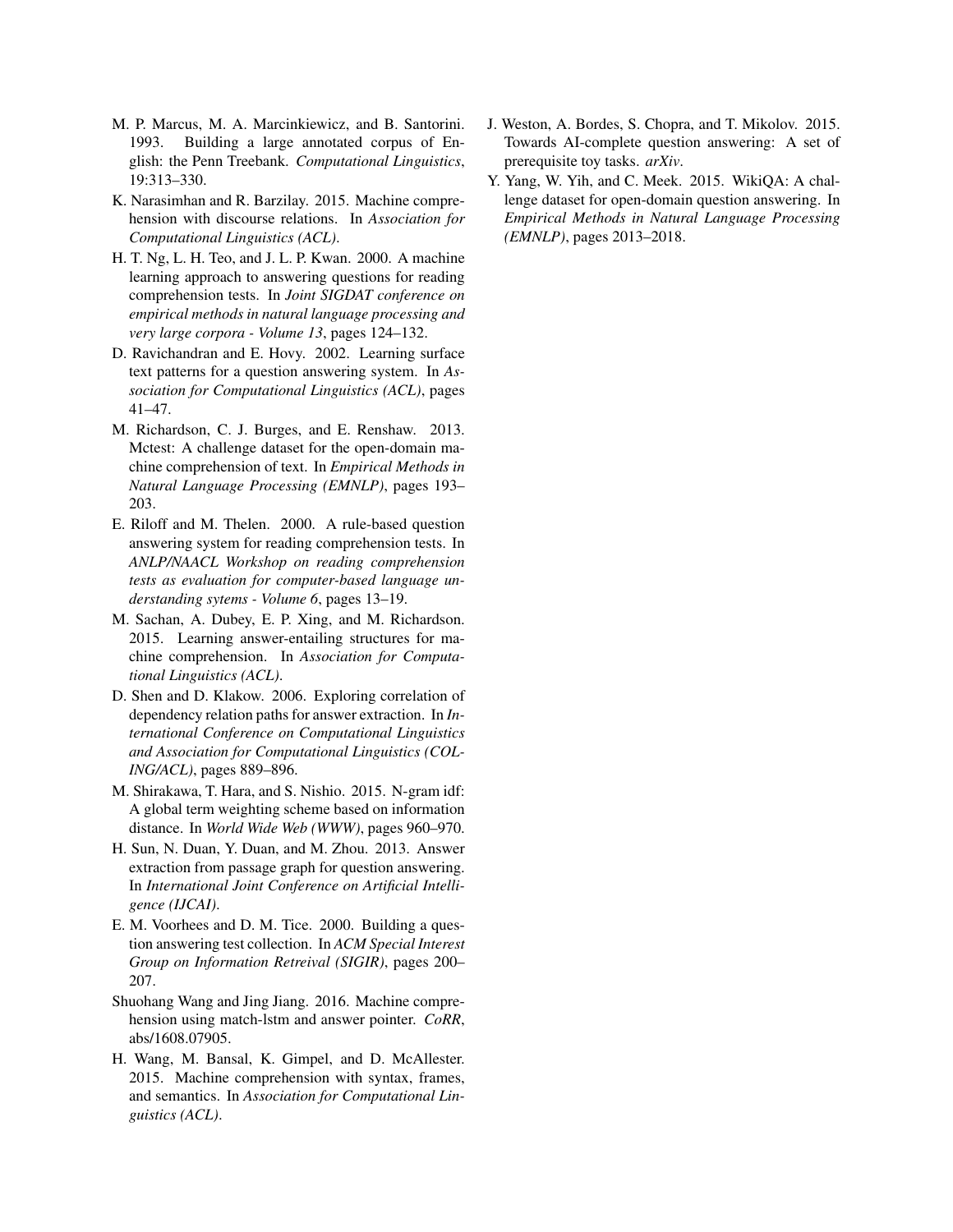M. P. Marcus, M. A. Marcinkiewicz, and B. Santorini. 1993. Building a large annotated corpus of English: the Penn Treebank. *Computational Linguistics*, 19:313–330.

K. Narasimhan and R. Barzilay. 2015. Machine comprehension with discourse relations. In *Association for Computational Linguistics (ACL)*.

H. T. Ng, L. H. Teo, and J. L. P. Kwan. 2000. A machine learning approach to answering questions for reading comprehension tests. In *Joint SIGDAT conference on empirical methods in natural language processing and very large corpora - Volume 13*, pages 124–132.

D. Ravichandran and E. Hovy. 2002. Learning surface text patterns for a question answering system. In *Association for Computational Linguistics (ACL)*, pages 41–47.

M. Richardson, C. J. Burges, and E. Renshaw. 2013. Mctest: A challenge dataset for the open-domain machine comprehension of text. In *Empirical Methods in Natural Language Processing (EMNLP)*, pages 193–203.

E. Riloff and M. Thelen. 2000. A rule-based question answering system for reading comprehension tests. In *ANLP/NAACL Workshop on reading comprehension tests as evaluation for computer-based language understanding sytems - Volume 6*, pages 13–19.

M. Sachan, A. Dubey, E. P. Xing, and M. Richardson. 2015. Learning answer-entailing structures for machine comprehension. In *Association for Computational Linguistics (ACL)*.

D. Shen and D. Klakow. 2006. Exploring correlation of dependency relation paths for answer extraction. In *International Conference on Computational Linguistics and Association for Computational Linguistics (COLING/ACL)*, pages 889–896.

M. Shirakawa, T. Hara, and S. Nishio. 2015. N-gram idf: A global term weighting scheme based on information distance. In *World Wide Web (WWW)*, pages 960–970.

H. Sun, N. Duan, Y. Duan, and M. Zhou. 2013. Answer extraction from passage graph for question answering. In *International Joint Conference on Artificial Intelligence (IJCAI)*.

E. M. Voorhees and D. M. Tice. 2000. Building a question answering test collection. In *ACM Special Interest Group on Information Retreival (SIGIR)*, pages 200–207.

Shuohang Wang and Jing Jiang. 2016. Machine comprehension using match-lstm and answer pointer. *CoRR*, abs/1608.07905.

H. Wang, M. Bansal, K. Gimpel, and D. McAllester. 2015. Machine comprehension with syntax, frames, and semantics. In *Association for Computational Linguistics (ACL)*.

J. Weston, A. Bordes, S. Chopra, and T. Mikolov. 2015. Towards AI-complete question answering: A set of prerequisite toy tasks. *arXiv*.

Y. Yang, W. Yih, and C. Meek. 2015. WikiQA: A challenge dataset for open-domain question answering. In *Empirical Methods in Natural Language Processing (EMNLP)*, pages 2013–2018.